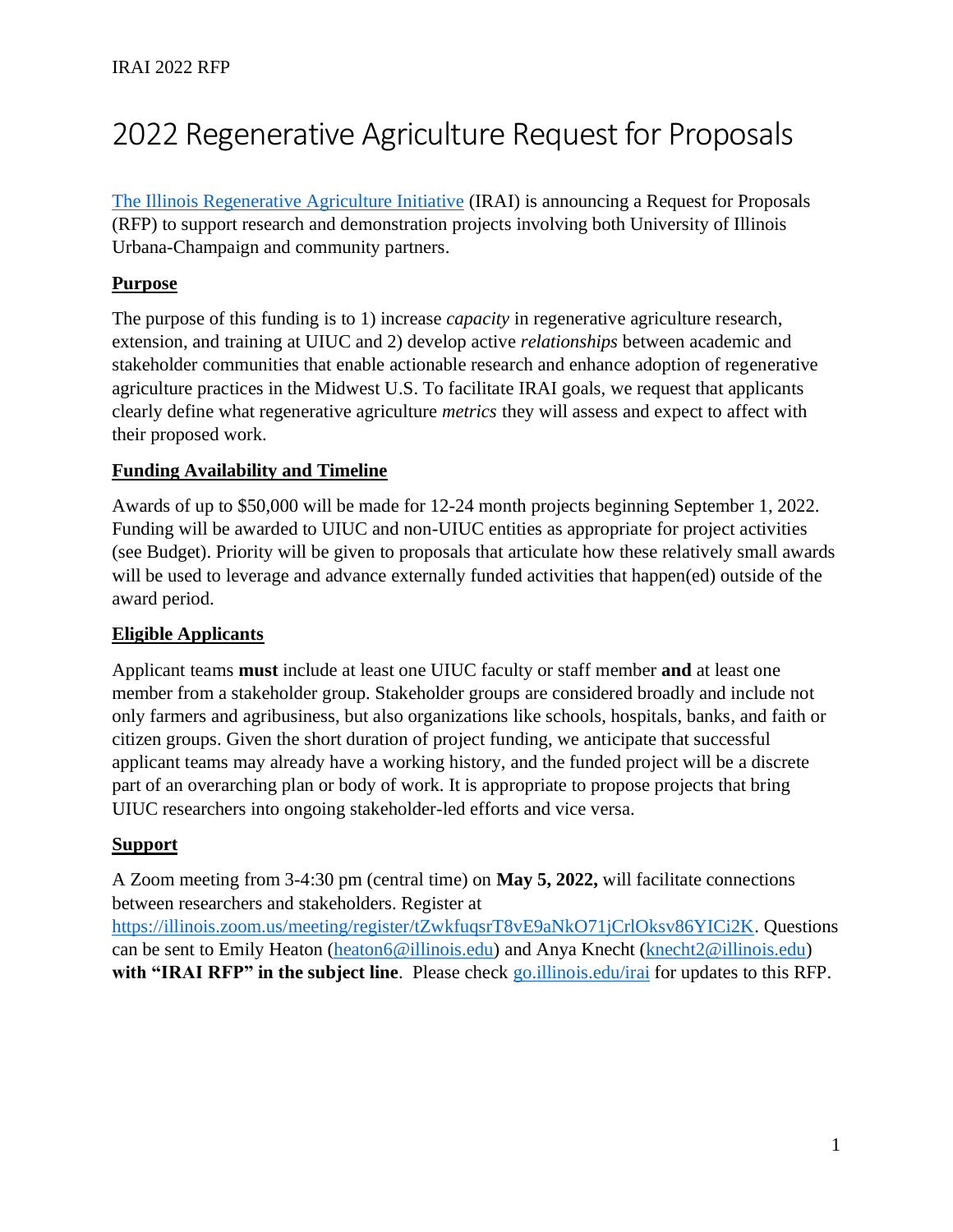# 2022 Regenerative Agriculture Request for Proposals

[The Illinois Regenerative Agriculture Initiative](go.illinois.edu/irai) (IRAI) is announcing a Request for Proposals (RFP) to support research and demonstration projects involving both University of Illinois Urbana-Champaign and community partners.

## Purpose

The purpose of this funding is to 1) increase *capacity* in regenerative agriculture research, extension, and training at UIUC and 2) develop active *relationships* between academic and stakeholder communities that enable actionable research and enhance adoption of regenerative agriculture practices in the Midwest U.S. To facilitate IRAI goals, we request that applicants clearly define what regenerative agriculture *metrics* they will assess and expect to affect with their proposed work.

## Funding Availability and Timeline

Awards of up to $50,000 will be made for 12-24 month projects beginning September 1, 2022. Funding will be awarded to UIUC and non-UIUC entities as appropriate for project activities (see Budget). Priority will be given to proposals that articulate how these relatively small awards will be used to leverage and advance externally funded activities that happen(ed) outside of the award period.

## Eligible Applicants

Applicant teams **must** include at least one UIUC faculty or staff member **and** at least one member from a stakeholder group. Stakeholder groups are considered broadly and include not only farmers and agribusiness, but also organizations like schools, hospitals, banks, and faith or citizen groups. Given the short duration of project funding, we anticipate that successful applicant teams may already have a working history, and the funded project will be a discrete part of an overarching plan or body of work. It is appropriate to propose projects that bring UIUC researchers into ongoing stakeholder-led efforts and vice versa.

## Support

A Zoom meeting from 3-4:30 pm (central time) on **May 5, 2022,** will facilitate connections between researchers and stakeholders. Register at [https://illinois.zoom.us/meeting/register/tZwkfuqsrT8vE9aNkO71jCrlOksv86YICi2K](https://illinois.zoom.us/meeting/register/tZwkfuqsrT8vE9aNkO71jCrlOksv86YICi2K). Questions can be sent to Emily Heaton ([heaton6@illinois.edu](mailto:heaton6@illinois.edu)) and Anya Knecht ([knecht2@illinois.edu](mailto:knecht2@illinois.edu)) **with "IRAI RFP" in the subject line**. Please check [go.illinois.edu/irai](go.illinois.edu/irai) for updates to this RFP.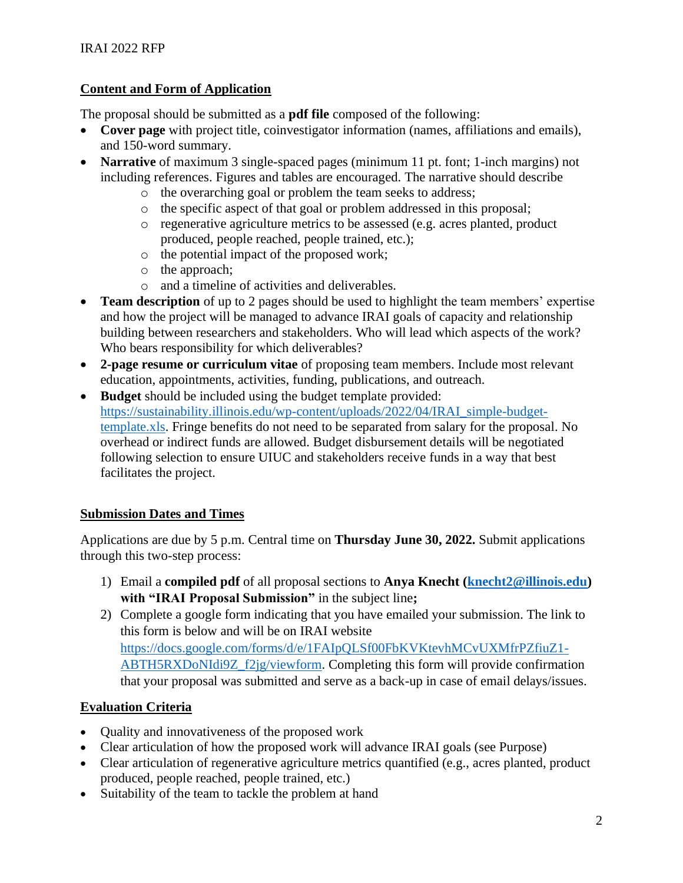## Content and Form of Application

The proposal should be submitted as a **pdf file** composed of the following:

- **Cover page** with project title, coinvestigator information (names, affiliations and emails), and 150-word summary.
- **Narrative** of maximum 3 single-spaced pages (minimum 11 pt. font; 1-inch margins) not including references. Figures and tables are encouraged. The narrative should describe
  - the overarching goal or problem the team seeks to address;
  - the specific aspect of that goal or problem addressed in this proposal;
  - regenerative agriculture metrics to be assessed (e.g. acres planted, product produced, people reached, people trained, etc.);
  - the potential impact of the proposed work;
  - the approach;
  - and a timeline of activities and deliverables.
- **Team description** of up to 2 pages should be used to highlight the team members' expertise and how the project will be managed to advance IRAI goals of capacity and relationship building between researchers and stakeholders. Who will lead which aspects of the work? Who bears responsibility for which deliverables?
- **2-page resume or curriculum vitae** of proposing team members. Include most relevant education, appointments, activities, funding, publications, and outreach.
- **Budget** should be included using the budget template provided: https://sustainability.illinois.edu/wp-content/uploads/2022/04/IRAI_simple-budget-template.xls. Fringe benefits do not need to be separated from salary for the proposal. No overhead or indirect funds are allowed. Budget disbursement details will be negotiated following selection to ensure UIUC and stakeholders receive funds in a way that best facilitates the project.

## Submission Dates and Times

Applications are due by 5 p.m. Central time on **Thursday June 30, 2022.** Submit applications through this two-step process:

1) Email a **compiled pdf** of all proposal sections to **Anya Knecht (knecht2@illinois.edu) with "IRAI Proposal Submission"** in the subject line**;**
2) Complete a google form indicating that you have emailed your submission. The link to this form is below and will be on IRAI website https://docs.google.com/forms/d/e/1FAIpQLSf00FbKVKtevhMCvUXMfrPZfiuZ1-ABTH5RXDoNIdi9Z_f2jg/viewform. Completing this form will provide confirmation that your proposal was submitted and serve as a back-up in case of email delays/issues.

## Evaluation Criteria

- Quality and innovativeness of the proposed work
- Clear articulation of how the proposed work will advance IRAI goals (see Purpose)
- Clear articulation of regenerative agriculture metrics quantified (e.g., acres planted, product produced, people reached, people trained, etc.)
- Suitability of the team to tackle the problem at hand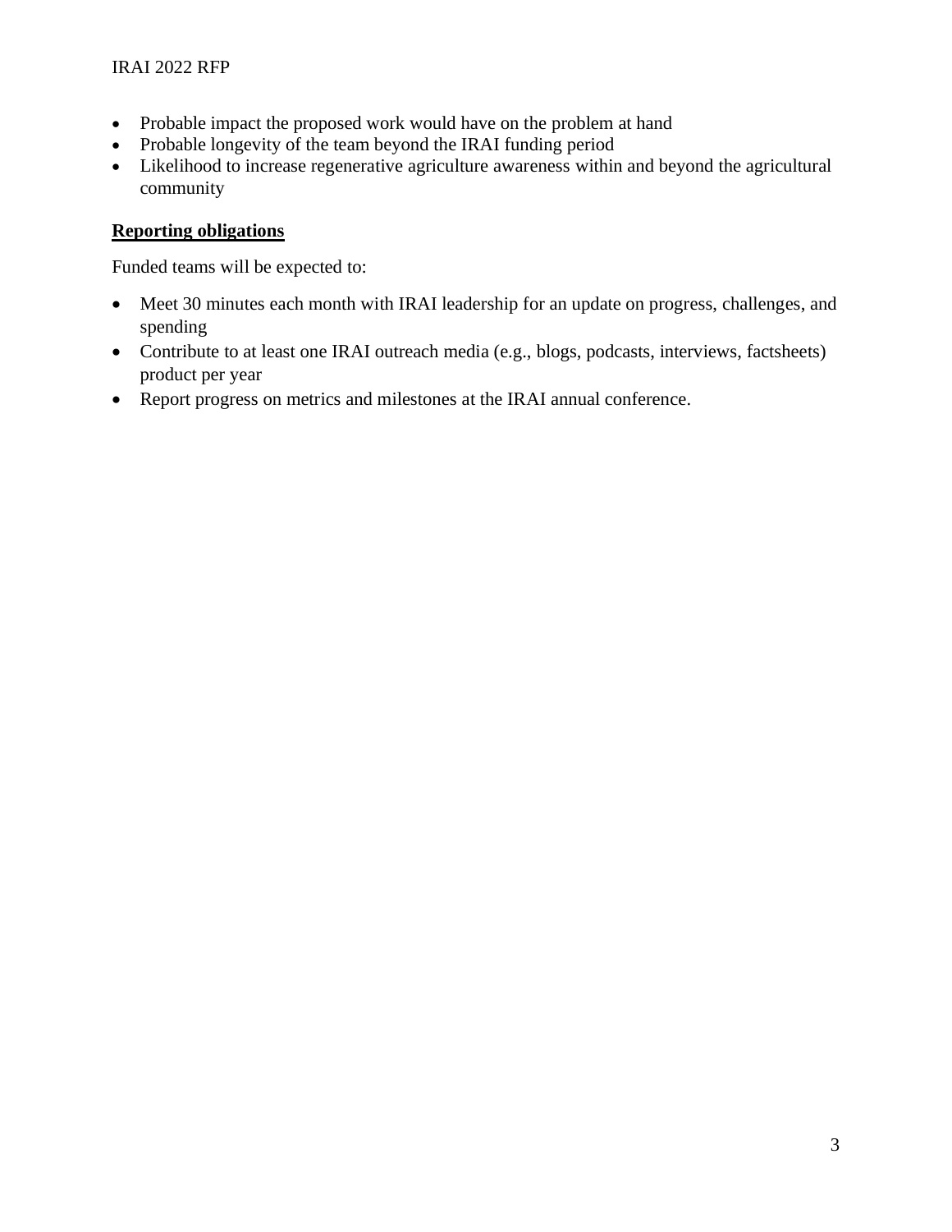- Probable impact the proposed work would have on the problem at hand
- Probable longevity of the team beyond the IRAI funding period
- Likelihood to increase regenerative agriculture awareness within and beyond the agricultural community

## Reporting obligations

Funded teams will be expected to:

- Meet 30 minutes each month with IRAI leadership for an update on progress, challenges, and spending
- Contribute to at least one IRAI outreach media (e.g., blogs, podcasts, interviews, factsheets) product per year
- Report progress on metrics and milestones at the IRAI annual conference.